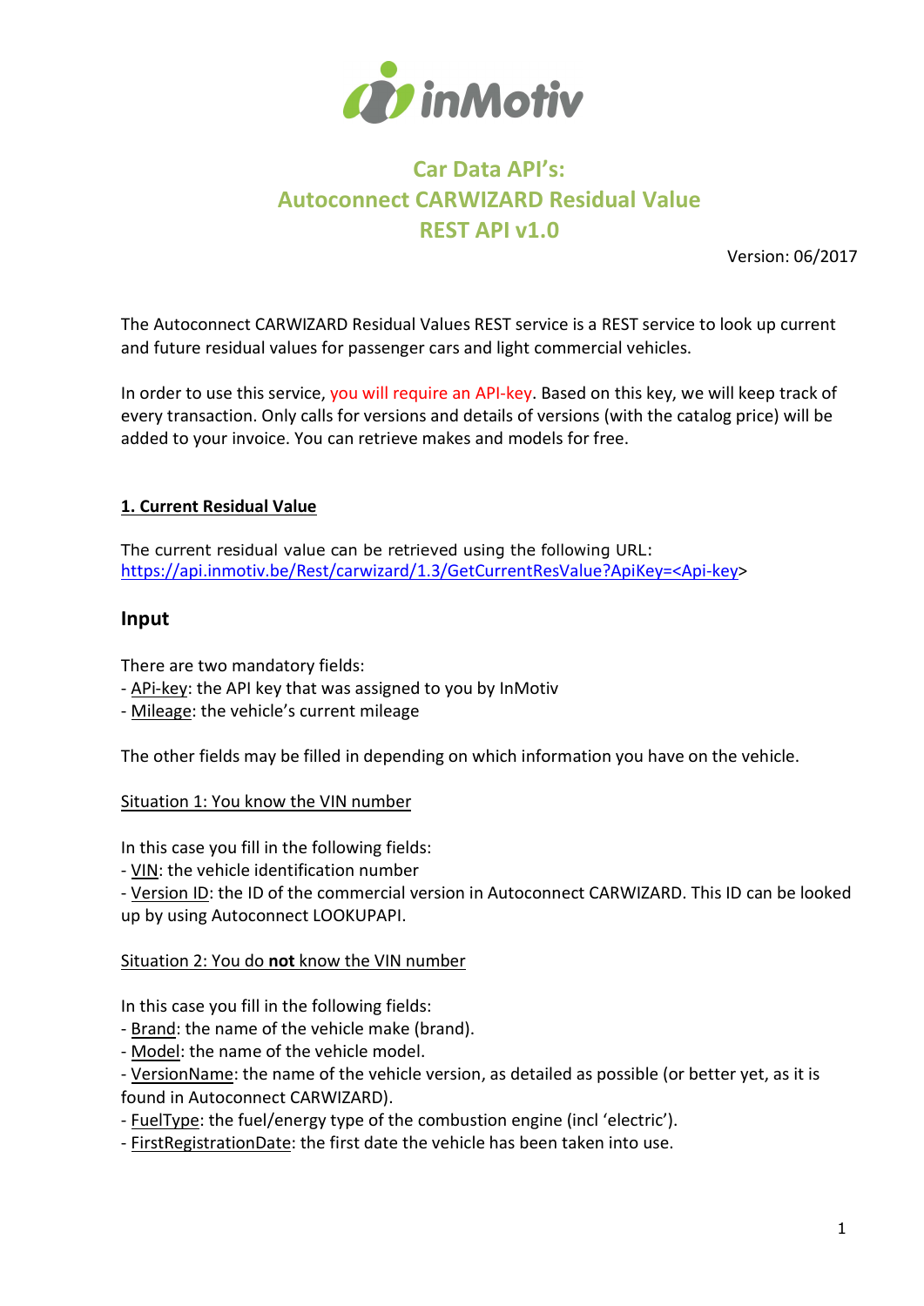# Car Data API's: Autoconnect CARWIZARD Residual Value REST API v1.0

Version: 06/2017

The Autoconnect CARWIZARD Residual Values REST service is a REST service to look up current and future residual values for passenger cars and light commercial vehicles.

In order to use this service, you will require an API-key. Based on this key, we will keep track of every transaction. Only calls for versions and details of versions (with the catalog price) will be added to your invoice. You can retrieve makes and models for free.

## 1. Current Residual Value

The current residual value can be retrieved using the following URL:
https://api.inmotiv.be/Rest/carwizard/1.3/GetCurrentResValue?ApiKey=<Api-key>

### Input

There are two mandatory fields:
- APi-key: the API key that was assigned to you by InMotiv
- Mileage: the vehicle's current mileage

The other fields may be filled in depending on which information you have on the vehicle.

Situation 1: You know the VIN number

In this case you fill in the following fields:
- VIN: the vehicle identification number
- Version ID: the ID of the commercial version in Autoconnect CARWIZARD. This ID can be looked up by using Autoconnect LOOKUPAPI.

Situation 2: You do **not** know the VIN number

In this case you fill in the following fields:
- Brand: the name of the vehicle make (brand).
- Model: the name of the vehicle model.
- VersionName: the name of the vehicle version, as detailed as possible (or better yet, as it is found in Autoconnect CARWIZARD).
- FuelType: the fuel/energy type of the combustion engine (incl 'electric').
- FirstRegistrationDate: the first date the vehicle has been taken into use.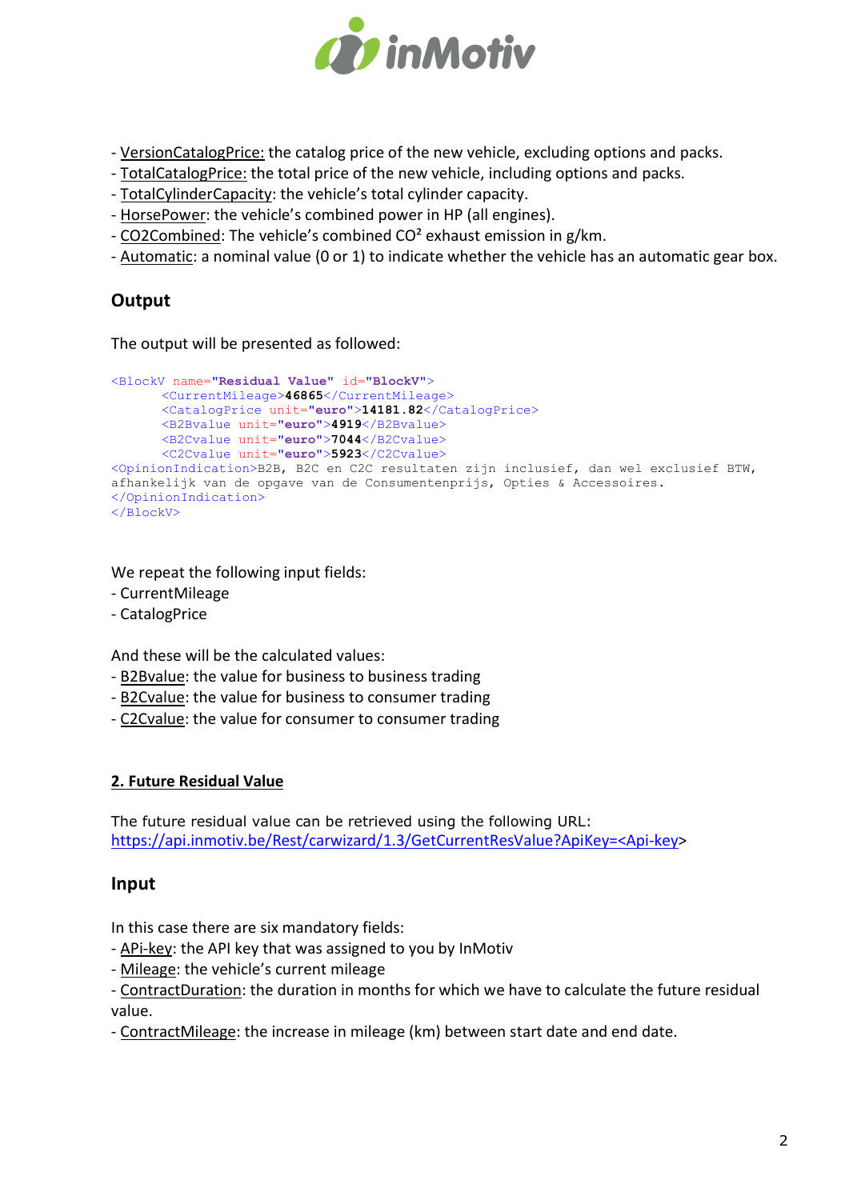- VersionCatalogPrice: the catalog price of the new vehicle, excluding options and packs.
- TotalCatalogPrice: the total price of the new vehicle, including options and packs.
- TotalCylinderCapacity: the vehicle's total cylinder capacity.
- HorsePower: the vehicle's combined power in HP (all engines).
- CO2Combined: The vehicle's combined $CO^2$ exhaust emission in g/km.
- Automatic: a nominal value (0 or 1) to indicate whether the vehicle has an automatic gear box.

## Output

The output will be presented as followed:

```
<BlockV name="Residual Value" id="BlockV">
      <CurrentMileage>46865</CurrentMileage>
      <CatalogPrice unit="euro">14181.82</CatalogPrice>
      <B2Bvalue unit="euro">4919</B2Bvalue>
      <B2Cvalue unit="euro">7044</B2Cvalue>
      <C2Cvalue unit="euro">5923</C2Cvalue>
<OpinionIndication>B2B, B2C en C2C resultaten zijn inclusief, dan wel exclusief BTW,
afhankelijk van de opgave van de Consumentenprijs, Opties & Accessoires.
</OpinionIndication>
</BlockV>
```

We repeat the following input fields:
- CurrentMileage
- CatalogPrice

And these will be the calculated values:
- B2Bvalue: the value for business to business trading
- B2Cvalue: the value for business to consumer trading
- C2Cvalue: the value for consumer to consumer trading

## 2. Future Residual Value

The future residual value can be retrieved using the following URL:
https://api.inmotiv.be/Rest/carwizard/1.3/GetCurrentResValue?ApiKey=<Api-key>

## Input

In this case there are six mandatory fields:
- APi-key: the API key that was assigned to you by InMotiv
- Mileage: the vehicle's current mileage
- ContractDuration: the duration in months for which we have to calculate the future residual value.
- ContractMileage: the increase in mileage (km) between start date and end date.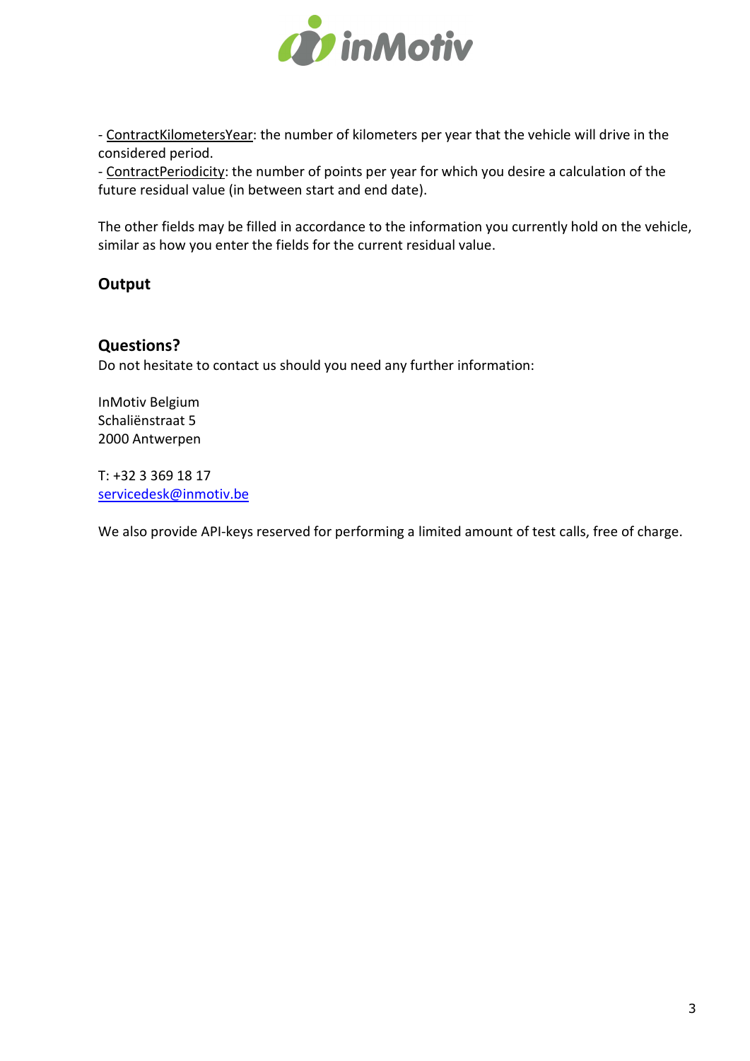- ContractKilometersYear: the number of kilometers per year that the vehicle will drive in the considered period.
- ContractPeriodicity: the number of points per year for which you desire a calculation of the future residual value (in between start and end date).

The other fields may be filled in accordance to the information you currently hold on the vehicle, similar as how you enter the fields for the current residual value.

## Output

## Questions?

Do not hesitate to contact us should you need any further information:

InMotiv Belgium
Schaliënstraat 5
2000 Antwerpen

T: +32 3 369 18 17
servicedesk@inmotiv.be

We also provide API-keys reserved for performing a limited amount of test calls, free of charge.